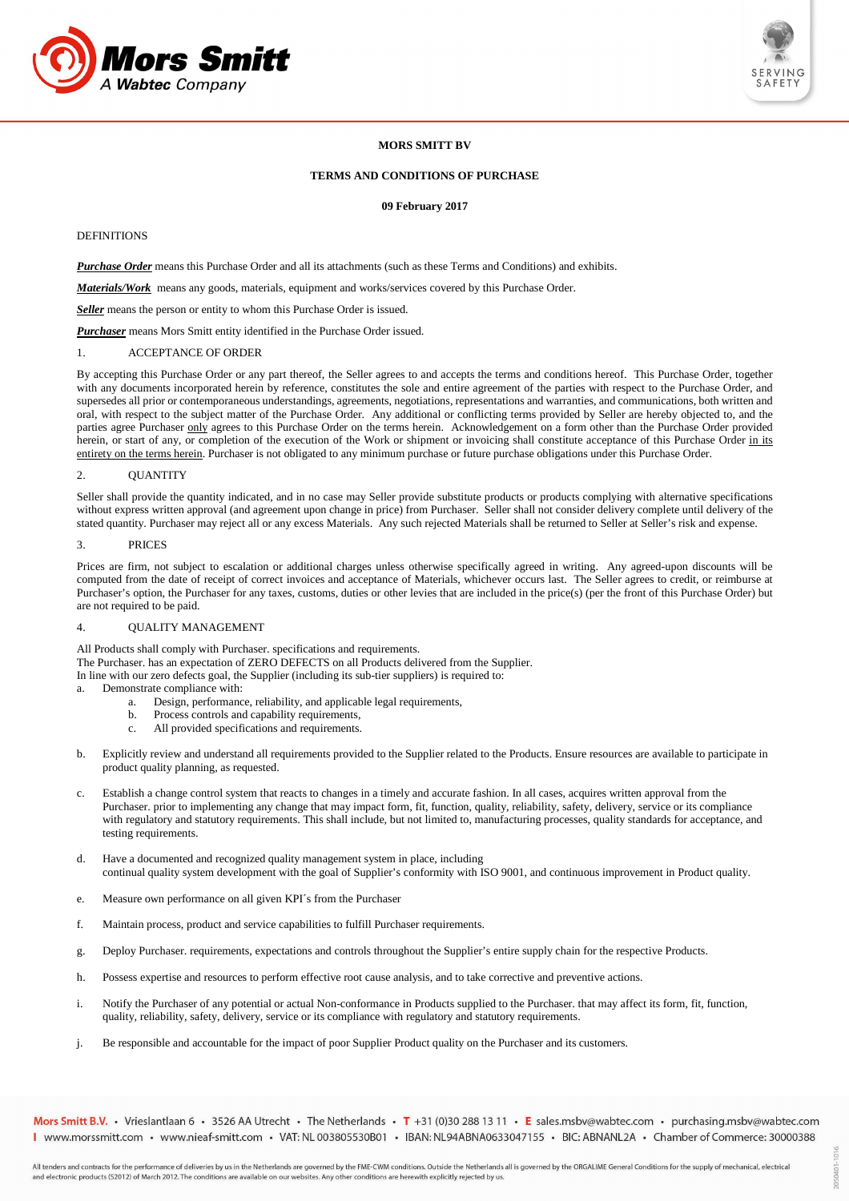**MORS SMITT BV**

**TERMS AND CONDITIONS OF PURCHASE**

**09 February 2017**

DEFINITIONS

***Purchase Order*** means this Purchase Order and all its attachments (such as these Terms and Conditions) and exhibits.

***Materials/Work*** means any goods, materials, equipment and works/services covered by this Purchase Order.

***Seller*** means the person or entity to whom this Purchase Order is issued.

***Purchaser*** means Mors Smitt entity identified in the Purchase Order issued.

1. ACCEPTANCE OF ORDER

By accepting this Purchase Order or any part thereof, the Seller agrees to and accepts the terms and conditions hereof. This Purchase Order, together with any documents incorporated herein by reference, constitutes the sole and entire agreement of the parties with respect to the Purchase Order, and supersedes all prior or contemporaneous understandings, agreements, negotiations, representations and warranties, and communications, both written and oral, with respect to the subject matter of the Purchase Order. Any additional or conflicting terms provided by Seller are hereby objected to, and the parties agree Purchaser only agrees to this Purchase Order on the terms herein. Acknowledgement on a form other than the Purchase Order provided herein, or start of any, or completion of the execution of the Work or shipment or invoicing shall constitute acceptance of this Purchase Order in its entirety on the terms herein. Purchaser is not obligated to any minimum purchase or future purchase obligations under this Purchase Order.

2. QUANTITY

Seller shall provide the quantity indicated, and in no case may Seller provide substitute products or products complying with alternative specifications without express written approval (and agreement upon change in price) from Purchaser. Seller shall not consider delivery complete until delivery of the stated quantity. Purchaser may reject all or any excess Materials. Any such rejected Materials shall be returned to Seller at Seller's risk and expense.

3. PRICES

Prices are firm, not subject to escalation or additional charges unless otherwise specifically agreed in writing. Any agreed-upon discounts will be computed from the date of receipt of correct invoices and acceptance of Materials, whichever occurs last. The Seller agrees to credit, or reimburse at Purchaser's option, the Purchaser for any taxes, customs, duties or other levies that are included in the price(s) (per the front of this Purchase Order) but are not required to be paid.

4. QUALITY MANAGEMENT

All Products shall comply with Purchaser. specifications and requirements.
The Purchaser. has an expectation of ZERO DEFECTS on all Products delivered from the Supplier.
In line with our zero defects goal, the Supplier (including its sub-tier suppliers) is required to:

a. Demonstrate compliance with:
   a. Design, performance, reliability, and applicable legal requirements,
   b. Process controls and capability requirements,
   c. All provided specifications and requirements.

b. Explicitly review and understand all requirements provided to the Supplier related to the Products. Ensure resources are available to participate in product quality planning, as requested.

c. Establish a change control system that reacts to changes in a timely and accurate fashion. In all cases, acquires written approval from the Purchaser. prior to implementing any change that may impact form, fit, function, quality, reliability, safety, delivery, service or its compliance with regulatory and statutory requirements. This shall include, but not limited to, manufacturing processes, quality standards for acceptance, and testing requirements.

d. Have a documented and recognized quality management system in place, including continual quality system development with the goal of Supplier's conformity with ISO 9001, and continuous improvement in Product quality.

e. Measure own performance on all given KPI´s from the Purchaser

f. Maintain process, product and service capabilities to fulfill Purchaser requirements.

g. Deploy Purchaser. requirements, expectations and controls throughout the Supplier's entire supply chain for the respective Products.

h. Possess expertise and resources to perform effective root cause analysis, and to take corrective and preventive actions.

i. Notify the Purchaser of any potential or actual Non-conformance in Products supplied to the Purchaser. that may affect its form, fit, function, quality, reliability, safety, delivery, service or its compliance with regulatory and statutory requirements.

j. Be responsible and accountable for the impact of poor Supplier Product quality on the Purchaser and its customers.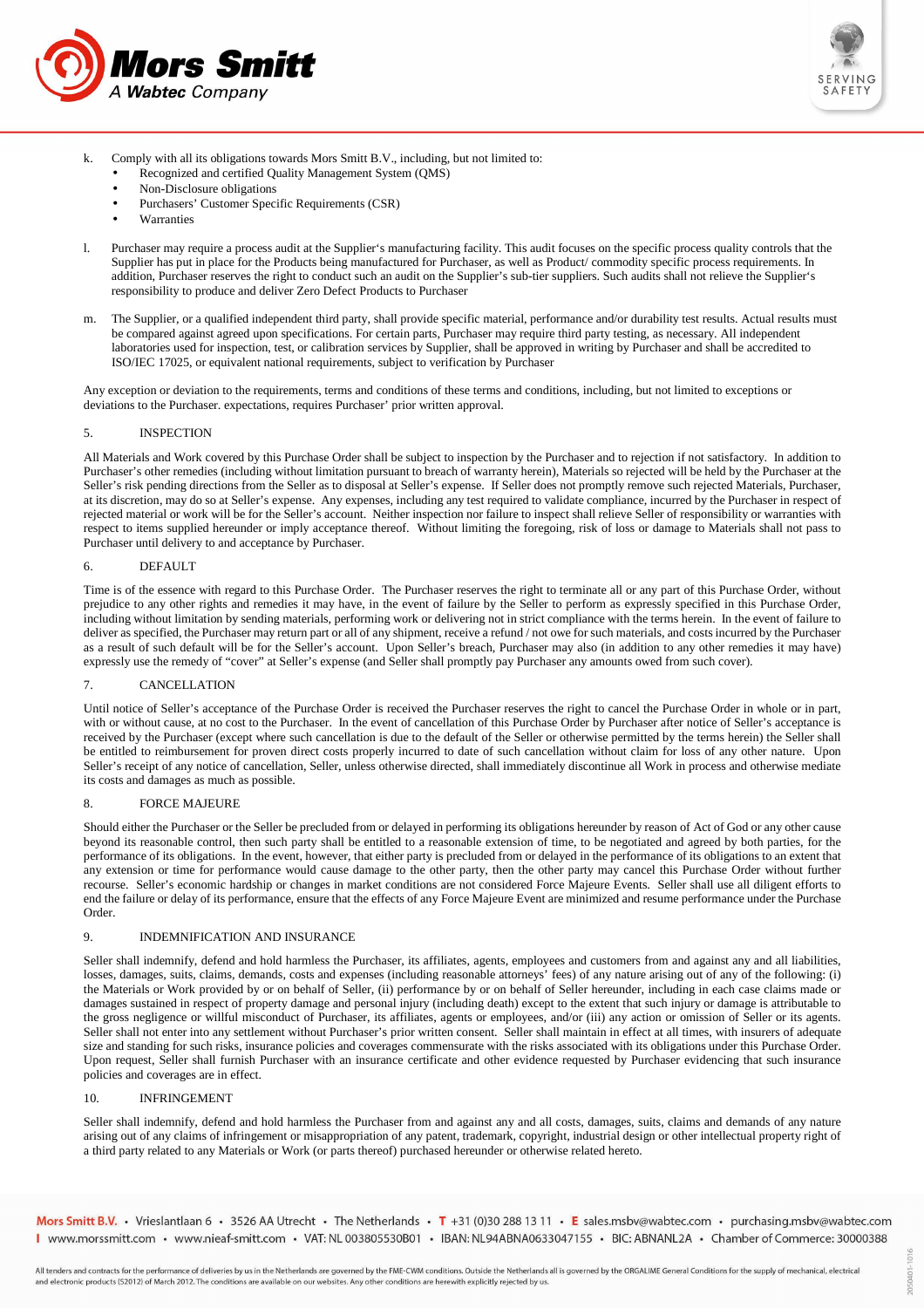k. Comply with all its obligations towards Mors Smitt B.V., including, but not limited to:
   - Recognized and certified Quality Management System (QMS)
   - Non-Disclosure obligations
   - Purchasers' Customer Specific Requirements (CSR)
   - Warranties

l. Purchaser may require a process audit at the Supplier's manufacturing facility. This audit focuses on the specific process quality controls that the Supplier has put in place for the Products being manufactured for Purchaser, as well as Product/ commodity specific process requirements. In addition, Purchaser reserves the right to conduct such an audit on the Supplier's sub-tier suppliers. Such audits shall not relieve the Supplier's responsibility to produce and deliver Zero Defect Products to Purchaser

m. The Supplier, or a qualified independent third party, shall provide specific material, performance and/or durability test results. Actual results must be compared against agreed upon specifications. For certain parts, Purchaser may require third party testing, as necessary. All independent laboratories used for inspection, test, or calibration services by Supplier, shall be approved in writing by Purchaser and shall be accredited to ISO/IEC 17025, or equivalent national requirements, subject to verification by Purchaser

Any exception or deviation to the requirements, terms and conditions of these terms and conditions, including, but not limited to exceptions or deviations to the Purchaser. expectations, requires Purchaser' prior written approval.

## 5. INSPECTION

All Materials and Work covered by this Purchase Order shall be subject to inspection by the Purchaser and to rejection if not satisfactory. In addition to Purchaser's other remedies (including without limitation pursuant to breach of warranty herein), Materials so rejected will be held by the Purchaser at the Seller's risk pending directions from the Seller as to disposal at Seller's expense. If Seller does not promptly remove such rejected Materials, Purchaser, at its discretion, may do so at Seller's expense. Any expenses, including any test required to validate compliance, incurred by the Purchaser in respect of rejected material or work will be for the Seller's account. Neither inspection nor failure to inspect shall relieve Seller of responsibility or warranties with respect to items supplied hereunder or imply acceptance thereof. Without limiting the foregoing, risk of loss or damage to Materials shall not pass to Purchaser until delivery to and acceptance by Purchaser.

## 6. DEFAULT

Time is of the essence with regard to this Purchase Order. The Purchaser reserves the right to terminate all or any part of this Purchase Order, without prejudice to any other rights and remedies it may have, in the event of failure by the Seller to perform as expressly specified in this Purchase Order, including without limitation by sending materials, performing work or delivering not in strict compliance with the terms herein. In the event of failure to deliver as specified, the Purchaser may return part or all of any shipment, receive a refund / not owe for such materials, and costs incurred by the Purchaser as a result of such default will be for the Seller's account. Upon Seller's breach, Purchaser may also (in addition to any other remedies it may have) expressly use the remedy of "cover" at Seller's expense (and Seller shall promptly pay Purchaser any amounts owed from such cover).

## 7. CANCELLATION

Until notice of Seller's acceptance of the Purchase Order is received the Purchaser reserves the right to cancel the Purchase Order in whole or in part, with or without cause, at no cost to the Purchaser. In the event of cancellation of this Purchase Order by Purchaser after notice of Seller's acceptance is received by the Purchaser (except where such cancellation is due to the default of the Seller or otherwise permitted by the terms herein) the Seller shall be entitled to reimbursement for proven direct costs properly incurred to date of such cancellation without claim for loss of any other nature. Upon Seller's receipt of any notice of cancellation, Seller, unless otherwise directed, shall immediately discontinue all Work in process and otherwise mediate its costs and damages as much as possible.

## 8. FORCE MAJEURE

Should either the Purchaser or the Seller be precluded from or delayed in performing its obligations hereunder by reason of Act of God or any other cause beyond its reasonable control, then such party shall be entitled to a reasonable extension of time, to be negotiated and agreed by both parties, for the performance of its obligations. In the event, however, that either party is precluded from or delayed in the performance of its obligations to an extent that any extension or time for performance would cause damage to the other party, then the other party may cancel this Purchase Order without further recourse. Seller's economic hardship or changes in market conditions are not considered Force Majeure Events. Seller shall use all diligent efforts to end the failure or delay of its performance, ensure that the effects of any Force Majeure Event are minimized and resume performance under the Purchase Order.

## 9. INDEMNIFICATION AND INSURANCE

Seller shall indemnify, defend and hold harmless the Purchaser, its affiliates, agents, employees and customers from and against any and all liabilities, losses, damages, suits, claims, demands, costs and expenses (including reasonable attorneys' fees) of any nature arising out of any of the following: (i) the Materials or Work provided by or on behalf of Seller, (ii) performance by or on behalf of Seller hereunder, including in each case claims made or damages sustained in respect of property damage and personal injury (including death) except to the extent that such injury or damage is attributable to the gross negligence or willful misconduct of Purchaser, its affiliates, agents or employees, and/or (iii) any action or omission of Seller or its agents. Seller shall not enter into any settlement without Purchaser's prior written consent. Seller shall maintain in effect at all times, with insurers of adequate size and standing for such risks, insurance policies and coverages commensurate with the risks associated with its obligations under this Purchase Order. Upon request, Seller shall furnish Purchaser with an insurance certificate and other evidence requested by Purchaser evidencing that such insurance policies and coverages are in effect.

## 10. INFRINGEMENT

Seller shall indemnify, defend and hold harmless the Purchaser from and against any and all costs, damages, suits, claims and demands of any nature arising out of any claims of infringement or misappropriation of any patent, trademark, copyright, industrial design or other intellectual property right of a third party related to any Materials or Work (or parts thereof) purchased hereunder or otherwise related hereto.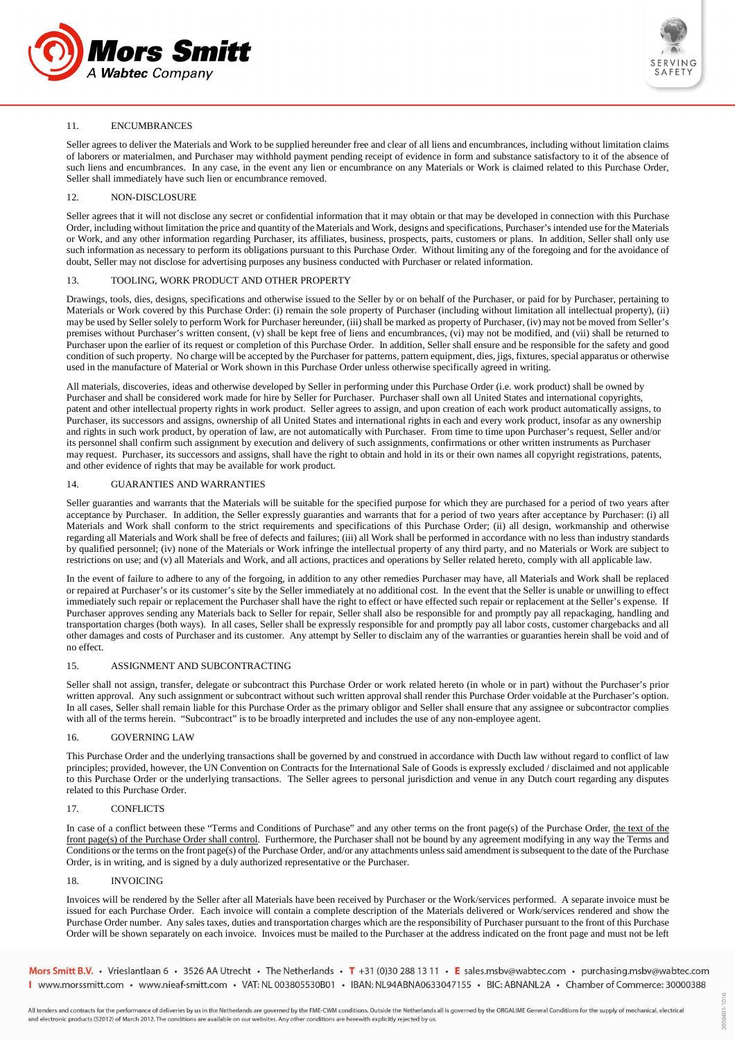## 11. ENCUMBRANCES

Seller agrees to deliver the Materials and Work to be supplied hereunder free and clear of all liens and encumbrances, including without limitation claims of laborers or materialmen, and Purchaser may withhold payment pending receipt of evidence in form and substance satisfactory to it of the absence of such liens and encumbrances. In any case, in the event any lien or encumbrance on any Materials or Work is claimed related to this Purchase Order, Seller shall immediately have such lien or encumbrance removed.

## 12. NON-DISCLOSURE

Seller agrees that it will not disclose any secret or confidential information that it may obtain or that may be developed in connection with this Purchase Order, including without limitation the price and quantity of the Materials and Work, designs and specifications, Purchaser's intended use for the Materials or Work, and any other information regarding Purchaser, its affiliates, business, prospects, parts, customers or plans. In addition, Seller shall only use such information as necessary to perform its obligations pursuant to this Purchase Order. Without limiting any of the foregoing and for the avoidance of doubt, Seller may not disclose for advertising purposes any business conducted with Purchaser or related information.

## 13. TOOLING, WORK PRODUCT AND OTHER PROPERTY

Drawings, tools, dies, designs, specifications and otherwise issued to the Seller by or on behalf of the Purchaser, or paid for by Purchaser, pertaining to Materials or Work covered by this Purchase Order: (i) remain the sole property of Purchaser (including without limitation all intellectual property), (ii) may be used by Seller solely to perform Work for Purchaser hereunder, (iii) shall be marked as property of Purchaser, (iv) may not be moved from Seller's premises without Purchaser's written consent, (v) shall be kept free of liens and encumbrances, (vi) may not be modified, and (vii) shall be returned to Purchaser upon the earlier of its request or completion of this Purchase Order. In addition, Seller shall ensure and be responsible for the safety and good condition of such property. No charge will be accepted by the Purchaser for patterns, pattern equipment, dies, jigs, fixtures, special apparatus or otherwise used in the manufacture of Material or Work shown in this Purchase Order unless otherwise specifically agreed in writing.

All materials, discoveries, ideas and otherwise developed by Seller in performing under this Purchase Order (i.e. work product) shall be owned by Purchaser and shall be considered work made for hire by Seller for Purchaser. Purchaser shall own all United States and international copyrights, patent and other intellectual property rights in work product. Seller agrees to assign, and upon creation of each work product automatically assigns, to Purchaser, its successors and assigns, ownership of all United States and international rights in each and every work product, insofar as any ownership and rights in such work product, by operation of law, are not automatically with Purchaser. From time to time upon Purchaser's request, Seller and/or its personnel shall confirm such assignment by execution and delivery of such assignments, confirmations or other written instruments as Purchaser may request. Purchaser, its successors and assigns, shall have the right to obtain and hold in its or their own names all copyright registrations, patents, and other evidence of rights that may be available for work product.

## 14. GUARANTIES AND WARRANTIES

Seller guaranties and warrants that the Materials will be suitable for the specified purpose for which they are purchased for a period of two years after acceptance by Purchaser. In addition, the Seller expressly guaranties and warrants that for a period of two years after acceptance by Purchaser: (i) all Materials and Work shall conform to the strict requirements and specifications of this Purchase Order; (ii) all design, workmanship and otherwise regarding all Materials and Work shall be free of defects and failures; (iii) all Work shall be performed in accordance with no less than industry standards by qualified personnel; (iv) none of the Materials or Work infringe the intellectual property of any third party, and no Materials or Work are subject to restrictions on use; and (v) all Materials and Work, and all actions, practices and operations by Seller related hereto, comply with all applicable law.

In the event of failure to adhere to any of the forgoing, in addition to any other remedies Purchaser may have, all Materials and Work shall be replaced or repaired at Purchaser's or its customer's site by the Seller immediately at no additional cost. In the event that the Seller is unable or unwilling to effect immediately such repair or replacement the Purchaser shall have the right to effect or have effected such repair or replacement at the Seller's expense. If Purchaser approves sending any Materials back to Seller for repair, Seller shall also be responsible for and promptly pay all repackaging, handling and transportation charges (both ways). In all cases, Seller shall be expressly responsible for and promptly pay all labor costs, customer chargebacks and all other damages and costs of Purchaser and its customer. Any attempt by Seller to disclaim any of the warranties or guaranties herein shall be void and of no effect.

## 15. ASSIGNMENT AND SUBCONTRACTING

Seller shall not assign, transfer, delegate or subcontract this Purchase Order or work related hereto (in whole or in part) without the Purchaser's prior written approval. Any such assignment or subcontract without such written approval shall render this Purchase Order voidable at the Purchaser's option. In all cases, Seller shall remain liable for this Purchase Order as the primary obligor and Seller shall ensure that any assignee or subcontractor complies with all of the terms herein. "Subcontract" is to be broadly interpreted and includes the use of any non-employee agent.

## 16. GOVERNING LAW

This Purchase Order and the underlying transactions shall be governed by and construed in accordance with Ducth law without regard to conflict of law principles; provided, however, the UN Convention on Contracts for the International Sale of Goods is expressly excluded / disclaimed and not applicable to this Purchase Order or the underlying transactions. The Seller agrees to personal jurisdiction and venue in any Dutch court regarding any disputes related to this Purchase Order.

## 17. CONFLICTS

In case of a conflict between these "Terms and Conditions of Purchase" and any other terms on the front page(s) of the Purchase Order, the text of the front page(s) of the Purchase Order shall control. Furthermore, the Purchaser shall not be bound by any agreement modifying in any way the Terms and Conditions or the terms on the front page(s) of the Purchase Order, and/or any attachments unless said amendment is subsequent to the date of the Purchase Order, is in writing, and is signed by a duly authorized representative or the Purchaser.

## 18. INVOICING

Invoices will be rendered by the Seller after all Materials have been received by Purchaser or the Work/services performed. A separate invoice must be issued for each Purchase Order. Each invoice will contain a complete description of the Materials delivered or Work/services rendered and show the Purchase Order number. Any sales taxes, duties and transportation charges which are the responsibility of Purchaser pursuant to the front of this Purchase Order will be shown separately on each invoice. Invoices must be mailed to the Purchaser at the address indicated on the front page and must not be left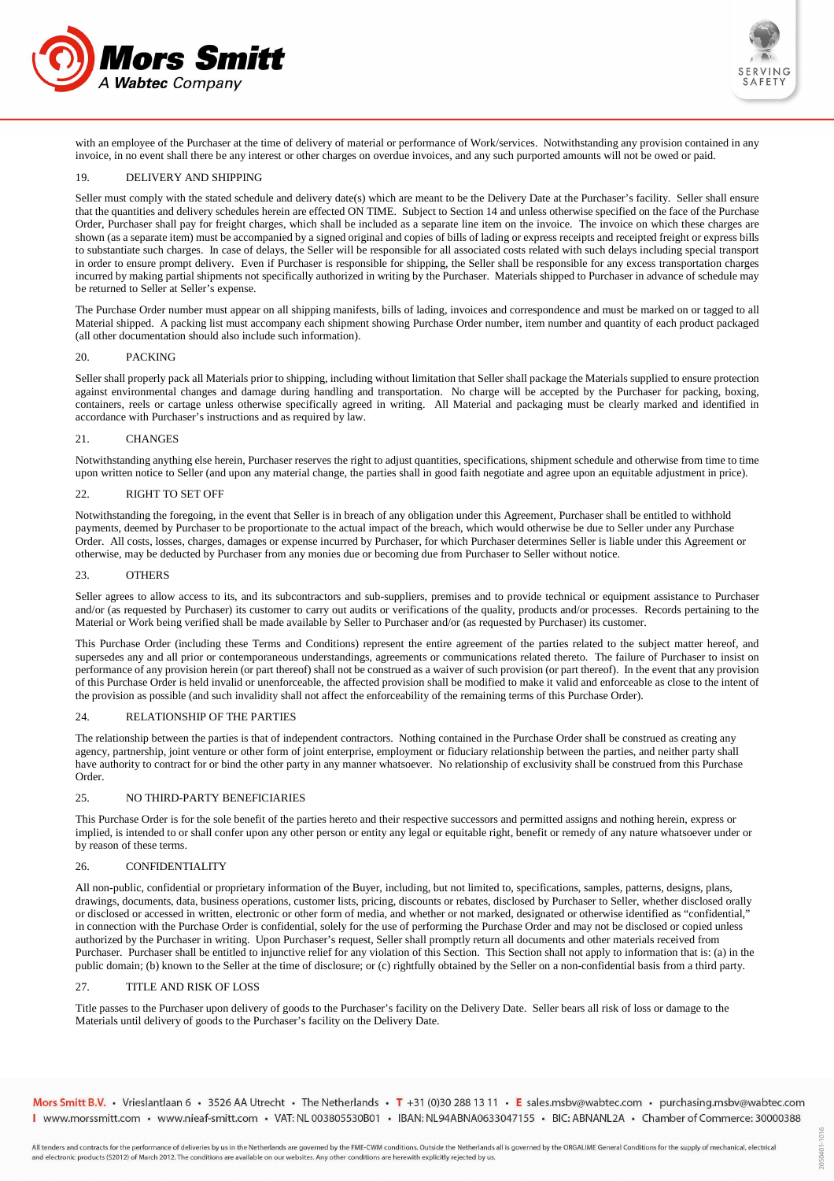with an employee of the Purchaser at the time of delivery of material or performance of Work/services. Notwithstanding any provision contained in any invoice, in no event shall there be any interest or other charges on overdue invoices, and any such purported amounts will not be owed or paid.

## 19. DELIVERY AND SHIPPING

Seller must comply with the stated schedule and delivery date(s) which are meant to be the Delivery Date at the Purchaser's facility. Seller shall ensure that the quantities and delivery schedules herein are effected ON TIME. Subject to Section 14 and unless otherwise specified on the face of the Purchase Order, Purchaser shall pay for freight charges, which shall be included as a separate line item on the invoice. The invoice on which these charges are shown (as a separate item) must be accompanied by a signed original and copies of bills of lading or express receipts and receipted freight or express bills to substantiate such charges. In case of delays, the Seller will be responsible for all associated costs related with such delays including special transport in order to ensure prompt delivery. Even if Purchaser is responsible for shipping, the Seller shall be responsible for any excess transportation charges incurred by making partial shipments not specifically authorized in writing by the Purchaser. Materials shipped to Purchaser in advance of schedule may be returned to Seller at Seller's expense.

The Purchase Order number must appear on all shipping manifests, bills of lading, invoices and correspondence and must be marked on or tagged to all Material shipped. A packing list must accompany each shipment showing Purchase Order number, item number and quantity of each product packaged (all other documentation should also include such information).

## 20. PACKING

Seller shall properly pack all Materials prior to shipping, including without limitation that Seller shall package the Materials supplied to ensure protection against environmental changes and damage during handling and transportation. No charge will be accepted by the Purchaser for packing, boxing, containers, reels or cartage unless otherwise specifically agreed in writing. All Material and packaging must be clearly marked and identified in accordance with Purchaser's instructions and as required by law.

## 21. CHANGES

Notwithstanding anything else herein, Purchaser reserves the right to adjust quantities, specifications, shipment schedule and otherwise from time to time upon written notice to Seller (and upon any material change, the parties shall in good faith negotiate and agree upon an equitable adjustment in price).

## 22. RIGHT TO SET OFF

Notwithstanding the foregoing, in the event that Seller is in breach of any obligation under this Agreement, Purchaser shall be entitled to withhold payments, deemed by Purchaser to be proportionate to the actual impact of the breach, which would otherwise be due to Seller under any Purchase Order. All costs, losses, charges, damages or expense incurred by Purchaser, for which Purchaser determines Seller is liable under this Agreement or otherwise, may be deducted by Purchaser from any monies due or becoming due from Purchaser to Seller without notice.

## 23. OTHERS

Seller agrees to allow access to its, and its subcontractors and sub-suppliers, premises and to provide technical or equipment assistance to Purchaser and/or (as requested by Purchaser) its customer to carry out audits or verifications of the quality, products and/or processes. Records pertaining to the Material or Work being verified shall be made available by Seller to Purchaser and/or (as requested by Purchaser) its customer.

This Purchase Order (including these Terms and Conditions) represent the entire agreement of the parties related to the subject matter hereof, and supersedes any and all prior or contemporaneous understandings, agreements or communications related thereto. The failure of Purchaser to insist on performance of any provision herein (or part thereof) shall not be construed as a waiver of such provision (or part thereof). In the event that any provision of this Purchase Order is held invalid or unenforceable, the affected provision shall be modified to make it valid and enforceable as close to the intent of the provision as possible (and such invalidity shall not affect the enforceability of the remaining terms of this Purchase Order).

## 24. RELATIONSHIP OF THE PARTIES

The relationship between the parties is that of independent contractors. Nothing contained in the Purchase Order shall be construed as creating any agency, partnership, joint venture or other form of joint enterprise, employment or fiduciary relationship between the parties, and neither party shall have authority to contract for or bind the other party in any manner whatsoever. No relationship of exclusivity shall be construed from this Purchase Order.

## 25. NO THIRD-PARTY BENEFICIARIES

This Purchase Order is for the sole benefit of the parties hereto and their respective successors and permitted assigns and nothing herein, express or implied, is intended to or shall confer upon any other person or entity any legal or equitable right, benefit or remedy of any nature whatsoever under or by reason of these terms.

## 26. CONFIDENTIALITY

All non-public, confidential or proprietary information of the Buyer, including, but not limited to, specifications, samples, patterns, designs, plans, drawings, documents, data, business operations, customer lists, pricing, discounts or rebates, disclosed by Purchaser to Seller, whether disclosed orally or disclosed or accessed in written, electronic or other form of media, and whether or not marked, designated or otherwise identified as "confidential," in connection with the Purchase Order is confidential, solely for the use of performing the Purchase Order and may not be disclosed or copied unless authorized by the Purchaser in writing. Upon Purchaser's request, Seller shall promptly return all documents and other materials received from Purchaser. Purchaser shall be entitled to injunctive relief for any violation of this Section. This Section shall not apply to information that is: (a) in the public domain; (b) known to the Seller at the time of disclosure; or (c) rightfully obtained by the Seller on a non-confidential basis from a third party.

## 27. TITLE AND RISK OF LOSS

Title passes to the Purchaser upon delivery of goods to the Purchaser's facility on the Delivery Date. Seller bears all risk of loss or damage to the Materials until delivery of goods to the Purchaser's facility on the Delivery Date.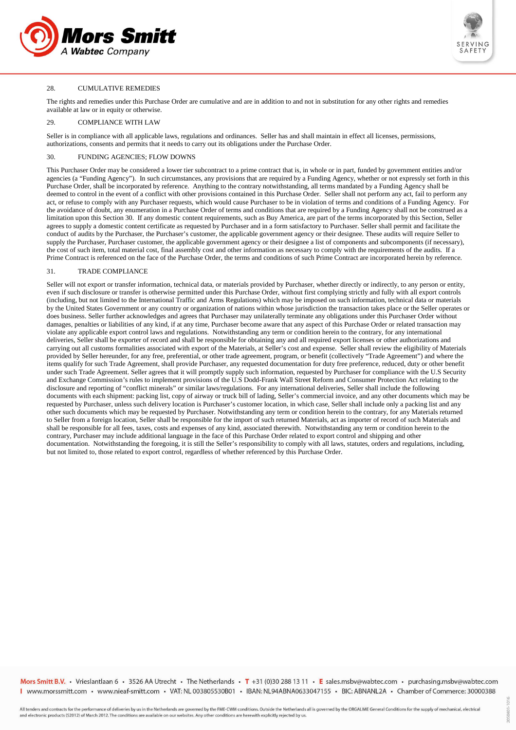## 28. CUMULATIVE REMEDIES

The rights and remedies under this Purchase Order are cumulative and are in addition to and not in substitution for any other rights and remedies available at law or in equity or otherwise.

## 29. COMPLIANCE WITH LAW

Seller is in compliance with all applicable laws, regulations and ordinances. Seller has and shall maintain in effect all licenses, permissions, authorizations, consents and permits that it needs to carry out its obligations under the Purchase Order.

## 30. FUNDING AGENCIES; FLOW DOWNS

This Purchaser Order may be considered a lower tier subcontract to a prime contract that is, in whole or in part, funded by government entities and/or agencies (a "Funding Agency"). In such circumstances, any provisions that are required by a Funding Agency, whether or not expressly set forth in this Purchase Order, shall be incorporated by reference. Anything to the contrary notwithstanding, all terms mandated by a Funding Agency shall be deemed to control in the event of a conflict with other provisions contained in this Purchase Order. Seller shall not perform any act, fail to perform any act, or refuse to comply with any Purchaser requests, which would cause Purchaser to be in violation of terms and conditions of a Funding Agency. For the avoidance of doubt, any enumeration in a Purchase Order of terms and conditions that are required by a Funding Agency shall not be construed as a limitation upon this Section 30. If any domestic content requirements, such as Buy America, are part of the terms incorporated by this Section, Seller agrees to supply a domestic content certificate as requested by Purchaser and in a form satisfactory to Purchaser. Seller shall permit and facilitate the conduct of audits by the Purchaser, the Purchaser's customer, the applicable government agency or their designee. These audits will require Seller to supply the Purchaser, Purchaser customer, the applicable government agency or their designee a list of components and subcomponents (if necessary), the cost of such item, total material cost, final assembly cost and other information as necessary to comply with the requirements of the audits. If a Prime Contract is referenced on the face of the Purchase Order, the terms and conditions of such Prime Contract are incorporated herein by reference.

## 31. TRADE COMPLIANCE

Seller will not export or transfer information, technical data, or materials provided by Purchaser, whether directly or indirectly, to any person or entity, even if such disclosure or transfer is otherwise permitted under this Purchase Order, without first complying strictly and fully with all export controls (including, but not limited to the International Traffic and Arms Regulations) which may be imposed on such information, technical data or materials by the United States Government or any country or organization of nations within whose jurisdiction the transaction takes place or the Seller operates or does business. Seller further acknowledges and agrees that Purchaser may unilaterally terminate any obligations under this Purchaser Order without damages, penalties or liabilities of any kind, if at any time, Purchaser become aware that any aspect of this Purchase Order or related transaction may violate any applicable export control laws and regulations. Notwithstanding any term or condition herein to the contrary, for any international deliveries, Seller shall be exporter of record and shall be responsible for obtaining any and all required export licenses or other authorizations and carrying out all customs formalities associated with export of the Materials, at Seller's cost and expense. Seller shall review the eligibility of Materials provided by Seller hereunder, for any free, preferential, or other trade agreement, program, or benefit (collectively "Trade Agreement") and where the items qualify for such Trade Agreement, shall provide Purchaser, any requested documentation for duty free preference, reduced, duty or other benefit under such Trade Agreement. Seller agrees that it will promptly supply such information, requested by Purchaser for compliance with the U.S Security and Exchange Commission's rules to implement provisions of the U.S Dodd-Frank Wall Street Reform and Consumer Protection Act relating to the disclosure and reporting of "conflict minerals" or similar laws/regulations. For any international deliveries, Seller shall include the following documents with each shipment: packing list, copy of airway or truck bill of lading, Seller's commercial invoice, and any other documents which may be requested by Purchaser, unless such delivery location is Purchaser's customer location, in which case, Seller shall include only a packing list and any other such documents which may be requested by Purchaser. Notwithstanding any term or condition herein to the contrary, for any Materials returned to Seller from a foreign location, Seller shall be responsible for the import of such returned Materials, act as importer of record of such Materials and shall be responsible for all fees, taxes, costs and expenses of any kind, associated therewith. Notwithstanding any term or condition herein to the contrary, Purchaser may include additional language in the face of this Purchase Order related to export control and shipping and other documentation. Notwithstanding the foregoing, it is still the Seller's responsibility to comply with all laws, statutes, orders and regulations, including, but not limited to, those related to export control, regardless of whether referenced by this Purchase Order.